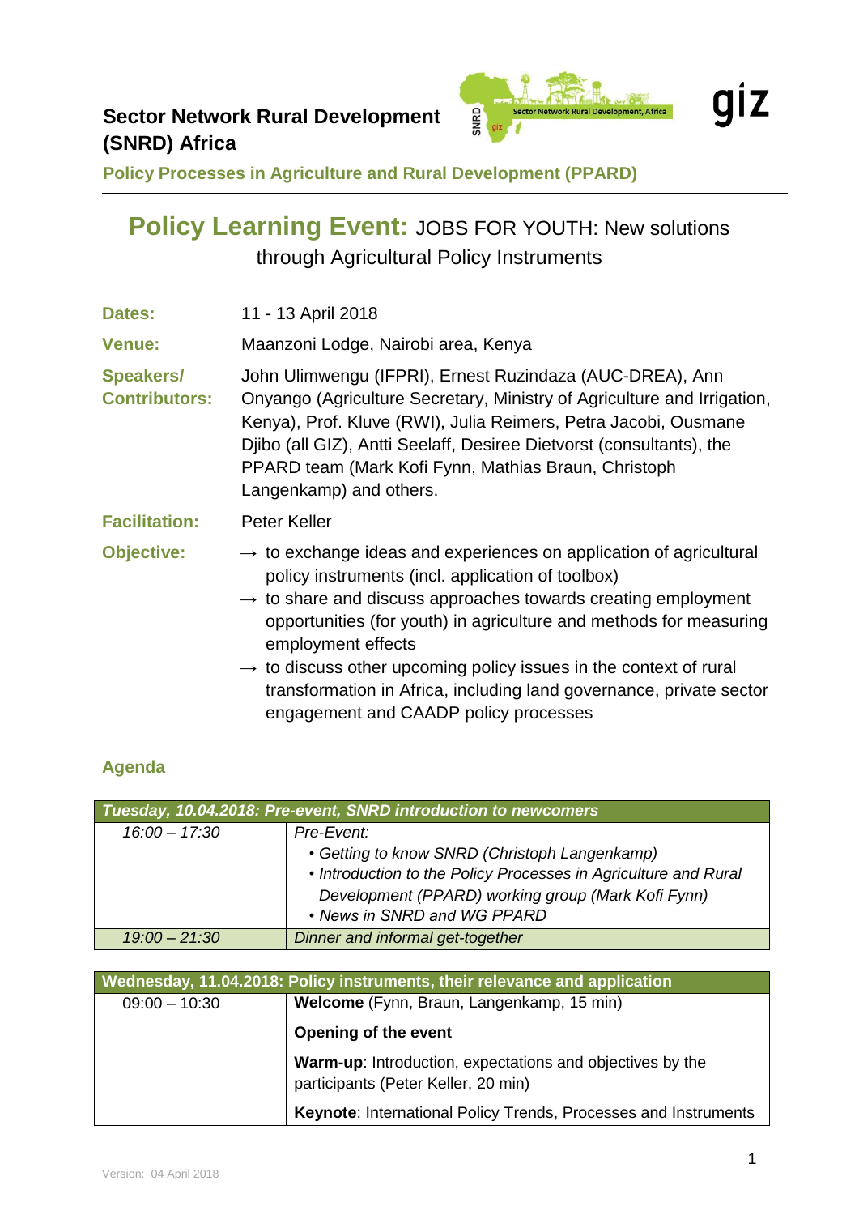**Sector Network Rural Development (SNRD) Africa**

**Policy Processes in Agriculture and Rural Development (PPARD)**

# Policy Learning Event: JOBS FOR YOUTH: New solutions through Agricultural Policy Instruments

**Dates:** 11 - 13 April 2018

**Venue:** Maanzoni Lodge, Nairobi area, Kenya

**Speakers/ Contributors:** John Ulimwengu (IFPRI), Ernest Ruzindaza (AUC-DREA), Ann Onyango (Agriculture Secretary, Ministry of Agriculture and Irrigation, Kenya), Prof. Kluve (RWI), Julia Reimers, Petra Jacobi, Ousmane Djibo (all GIZ), Antti Seelaff, Desiree Dietvorst (consultants), the PPARD team (Mark Kofi Fynn, Mathias Braun, Christoph Langenkamp) and others.

**Facilitation:** Peter Keller

**Objective:**

→ to exchange ideas and experiences on application of agricultural policy instruments (incl. application of toolbox)

→ to share and discuss approaches towards creating employment opportunities (for youth) in agriculture and methods for measuring employment effects

→ to discuss other upcoming policy issues in the context of rural transformation in Africa, including land governance, private sector engagement and CAADP policy processes

## Agenda

| ***Tuesday, 10.04.2018: Pre-event, SNRD introduction to newcomers*** | |
|---|---|
| *16:00 – 17:30* | *Pre-Event:*<br>• *Getting to know SNRD (Christoph Langenkamp)*<br>• *Introduction to the Policy Processes in Agriculture and Rural Development (PPARD) working group (Mark Kofi Fynn)*<br>• *News in SNRD and WG PPARD* |
| *19:00 – 21:30* | *Dinner and informal get-together* |

| **Wednesday, 11.04.2018: Policy instruments, their relevance and application** | |
|---|---|
| 09:00 – 10:30 | **Welcome** (Fynn, Braun, Langenkamp, 15 min)<br>**Opening of the event**<br>**Warm-up**: Introduction, expectations and objectives by the participants (Peter Keller, 20 min)<br>**Keynote**: International Policy Trends, Processes and Instruments |

Version: 04 April 2018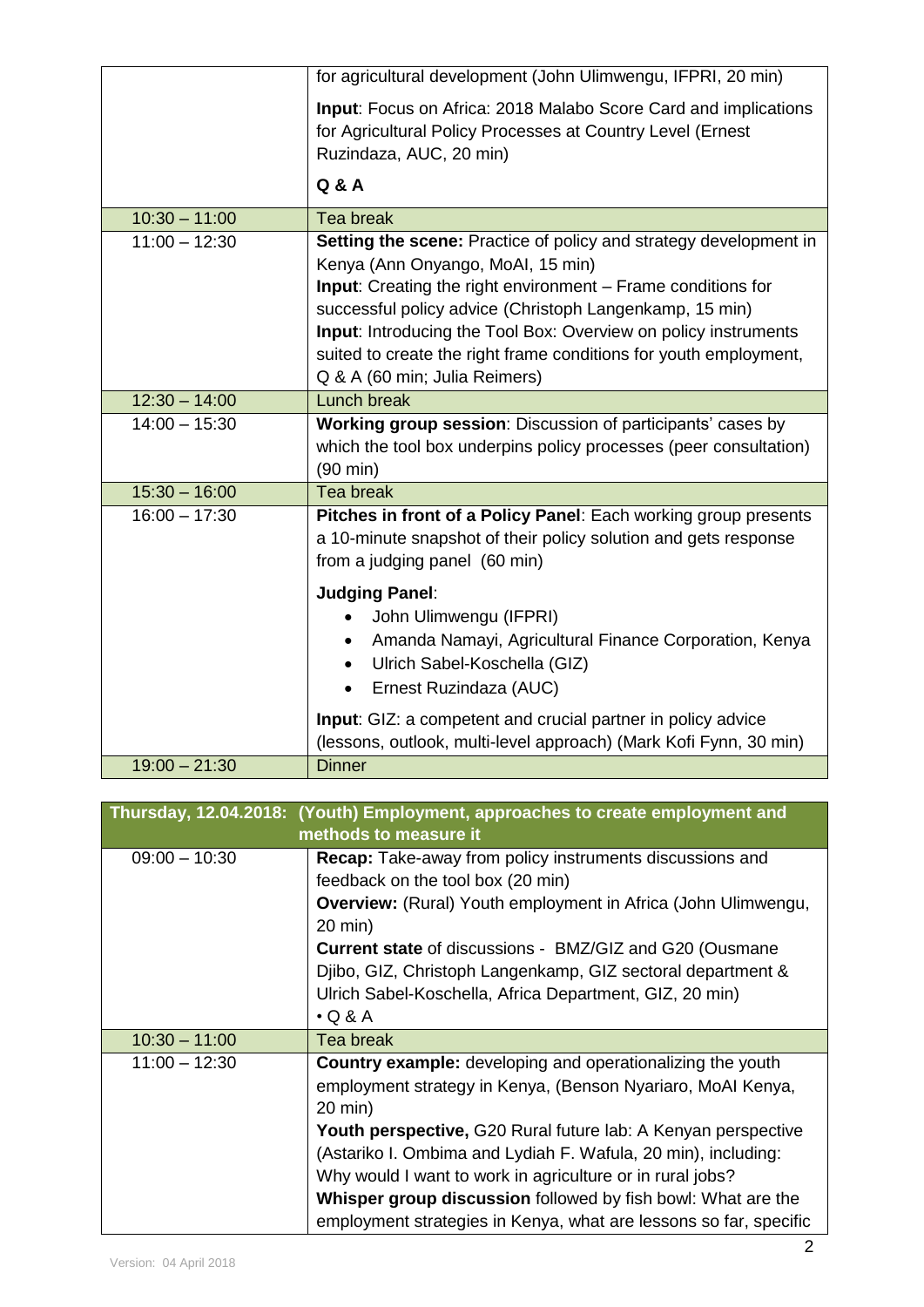| | |
|---|---|
| | for agricultural development (John Ulimwengu, IFPRI, 20 min)<br><br>**Input**: Focus on Africa: 2018 Malabo Score Card and implications for Agricultural Policy Processes at Country Level (Ernest Ruzindaza, AUC, 20 min)<br><br>**Q & A** |
| 10:30 – 11:00 | Tea break |
| 11:00 – 12:30 | **Setting the scene:** Practice of policy and strategy development in Kenya (Ann Onyango, MoAI, 15 min)<br>**Input**: Creating the right environment – Frame conditions for successful policy advice (Christoph Langenkamp, 15 min)<br>**Input**: Introducing the Tool Box: Overview on policy instruments suited to create the right frame conditions for youth employment, Q & A (60 min; Julia Reimers) |
| 12:30 – 14:00 | Lunch break |
| 14:00 – 15:30 | **Working group session**: Discussion of participants' cases by which the tool box underpins policy processes (peer consultation) (90 min) |
| 15:30 – 16:00 | Tea break |
| 16:00 – 17:30 | **Pitches in front of a Policy Panel**: Each working group presents a 10-minute snapshot of their policy solution and gets response from a judging panel (60 min)<br><br>**Judging Panel**:<br>• John Ulimwengu (IFPRI)<br>• Amanda Namayi, Agricultural Finance Corporation, Kenya<br>• Ulrich Sabel-Koschella (GIZ)<br>• Ernest Ruzindaza (AUC)<br><br>**Input**: GIZ: a competent and crucial partner in policy advice (lessons, outlook, multi-level approach) (Mark Kofi Fynn, 30 min) |
| 19:00 – 21:30 | Dinner |

| Thursday, 12.04.2018: | (Youth) Employment, approaches to create employment and methods to measure it |
|---|---|
| 09:00 – 10:30 | **Recap:** Take-away from policy instruments discussions and feedback on the tool box (20 min)<br>**Overview:** (Rural) Youth employment in Africa (John Ulimwengu, 20 min)<br>**Current state** of discussions - BMZ/GIZ and G20 (Ousmane Djibo, GIZ, Christoph Langenkamp, GIZ sectoral department & Ulrich Sabel-Koschella, Africa Department, GIZ, 20 min)<br>• Q & A |
| 10:30 – 11:00 | Tea break |
| 11:00 – 12:30 | **Country example:** developing and operationalizing the youth employment strategy in Kenya, (Benson Nyariaro, MoAI Kenya, 20 min)<br>**Youth perspective,** G20 Rural future lab: A Kenyan perspective (Astariko I. Ombima and Lydiah F. Wafula, 20 min), including: Why would I want to work in agriculture or in rural jobs?<br>**Whisper group discussion** followed by fish bowl: What are the employment strategies in Kenya, what are lessons so far, specific |

Version: 04 April 2018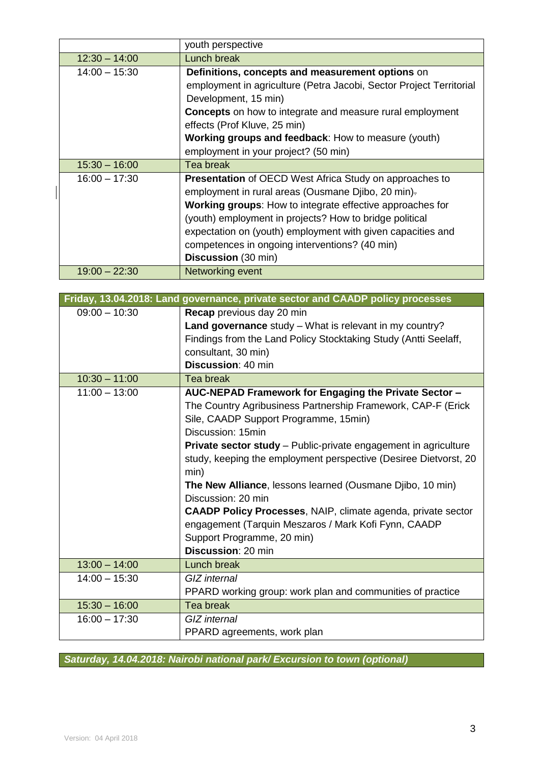| | |
|---|---|
| | youth perspective |
| 12:30 – 14:00 | Lunch break |
| 14:00 – 15:30 | **Definitions, concepts and measurement options** on employment in agriculture (Petra Jacobi, Sector Project Territorial Development, 15 min)<br>**Concepts** on how to integrate and measure rural employment effects (Prof Kluve, 25 min)<br>**Working groups and feedback**: How to measure (youth) employment in your project? (50 min) |
| 15:30 – 16:00 | Tea break |
| 16:00 – 17:30 | **Presentation** of OECD West Africa Study on approaches to employment in rural areas (Ousmane Djibo, 20 min).<br>**Working groups**: How to integrate effective approaches for (youth) employment in projects? How to bridge political expectation on (youth) employment with given capacities and competences in ongoing interventions? (40 min)<br>**Discussion** (30 min) |
| 19:00 – 22:30 | Networking event |

| Friday, 13.04.2018: Land governance, private sector and CAADP policy processes | |
|---|---|
| 09:00 – 10:30 | **Recap** previous day 20 min<br>**Land governance** study – What is relevant in my country? Findings from the Land Policy Stocktaking Study (Antti Seelaff, consultant, 30 min)<br>**Discussion**: 40 min |
| 10:30 – 11:00 | Tea break |
| 11:00 – 13:00 | **AUC-NEPAD Framework for Engaging the Private Sector –** The Country Agribusiness Partnership Framework, CAP-F (Erick Sile, CAADP Support Programme, 15min)<br>Discussion: 15min<br>**Private sector study** – Public-private engagement in agriculture study, keeping the employment perspective (Desiree Dietvorst, 20 min)<br>**The New Alliance**, lessons learned (Ousmane Djibo, 10 min)<br>Discussion: 20 min<br>**CAADP Policy Processes**, NAIP, climate agenda, private sector engagement (Tarquin Meszaros / Mark Kofi Fynn, CAADP Support Programme, 20 min)<br>**Discussion**: 20 min |
| 13:00 – 14:00 | Lunch break |
| 14:00 – 15:30 | *GIZ internal*<br>PPARD working group: work plan and communities of practice |
| 15:30 – 16:00 | Tea break |
| 16:00 – 17:30 | *GIZ internal*<br>PPARD agreements, work plan |

***Saturday, 14.04.2018: Nairobi national park/ Excursion to town (optional)***

Version: 04 April 2018